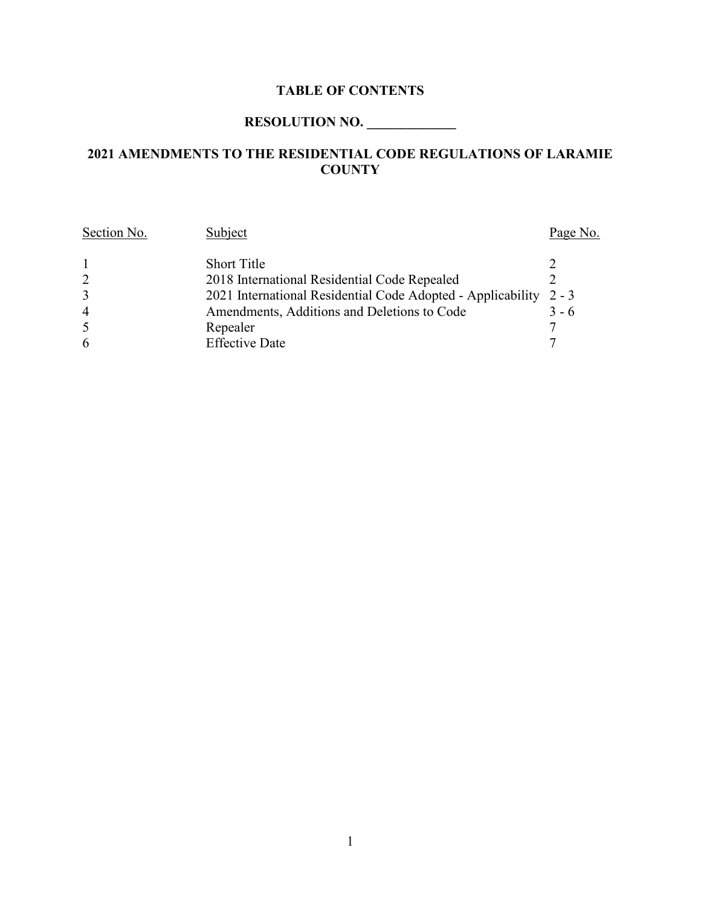# TABLE OF CONTENTS

## RESOLUTION NO. _____________

## 2021 AMENDMENTS TO THE RESIDENTIAL CODE REGULATIONS OF LARAMIE COUNTY

| Section No. | Subject | Page No. |
|---|---|---|
| 1 | Short Title | 2 |
| 2 | 2018 International Residential Code Repealed | 2 |
| 3 | 2021 International Residential Code Adopted - Applicability | 2 - 3 |
| 4 | Amendments, Additions and Deletions to Code | 3 - 6 |
| 5 | Repealer | 7 |
| 6 | Effective Date | 7 |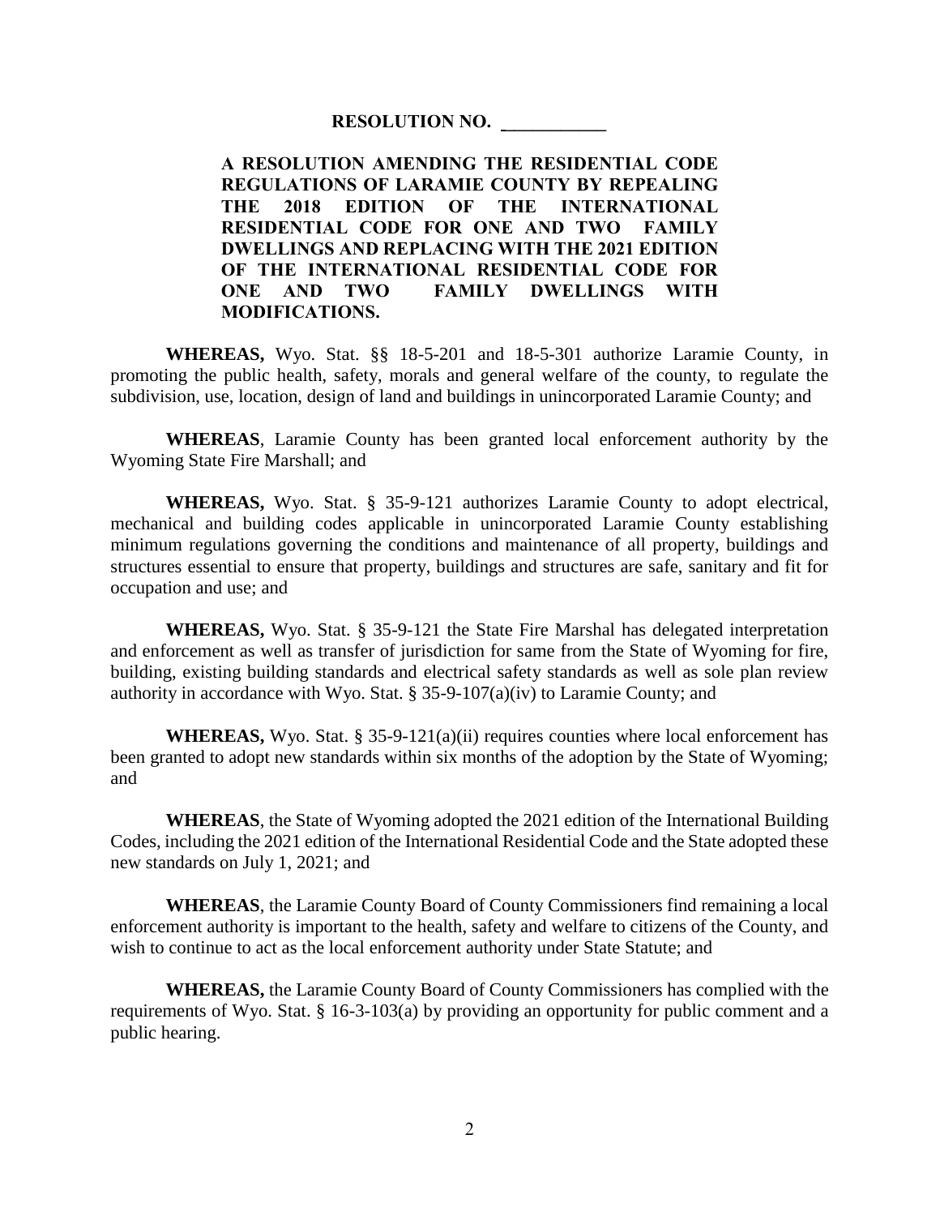**RESOLUTION NO. \_\_\_\_\_\_\_\_\_\_\_\_**

**A RESOLUTION AMENDING THE RESIDENTIAL CODE REGULATIONS OF LARAMIE COUNTY BY REPEALING THE 2018 EDITION OF THE INTERNATIONAL RESIDENTIAL CODE FOR ONE AND TWO FAMILY DWELLINGS AND REPLACING WITH THE 2021 EDITION OF THE INTERNATIONAL RESIDENTIAL CODE FOR ONE AND TWO FAMILY DWELLINGS WITH MODIFICATIONS.**

**WHEREAS,** Wyo. Stat. §§ 18-5-201 and 18-5-301 authorize Laramie County, in promoting the public health, safety, morals and general welfare of the county, to regulate the subdivision, use, location, design of land and buildings in unincorporated Laramie County; and

**WHEREAS**, Laramie County has been granted local enforcement authority by the Wyoming State Fire Marshall; and

**WHEREAS,** Wyo. Stat. § 35-9-121 authorizes Laramie County to adopt electrical, mechanical and building codes applicable in unincorporated Laramie County establishing minimum regulations governing the conditions and maintenance of all property, buildings and structures essential to ensure that property, buildings and structures are safe, sanitary and fit for occupation and use; and

**WHEREAS,** Wyo. Stat. § 35-9-121 the State Fire Marshal has delegated interpretation and enforcement as well as transfer of jurisdiction for same from the State of Wyoming for fire, building, existing building standards and electrical safety standards as well as sole plan review authority in accordance with Wyo. Stat. § 35-9-107(a)(iv) to Laramie County; and

**WHEREAS,** Wyo. Stat. § 35-9-121(a)(ii) requires counties where local enforcement has been granted to adopt new standards within six months of the adoption by the State of Wyoming; and

**WHEREAS**, the State of Wyoming adopted the 2021 edition of the International Building Codes, including the 2021 edition of the International Residential Code and the State adopted these new standards on July 1, 2021; and

**WHEREAS**, the Laramie County Board of County Commissioners find remaining a local enforcement authority is important to the health, safety and welfare to citizens of the County, and wish to continue to act as the local enforcement authority under State Statute; and

**WHEREAS,** the Laramie County Board of County Commissioners has complied with the requirements of Wyo. Stat. § 16-3-103(a) by providing an opportunity for public comment and a public hearing.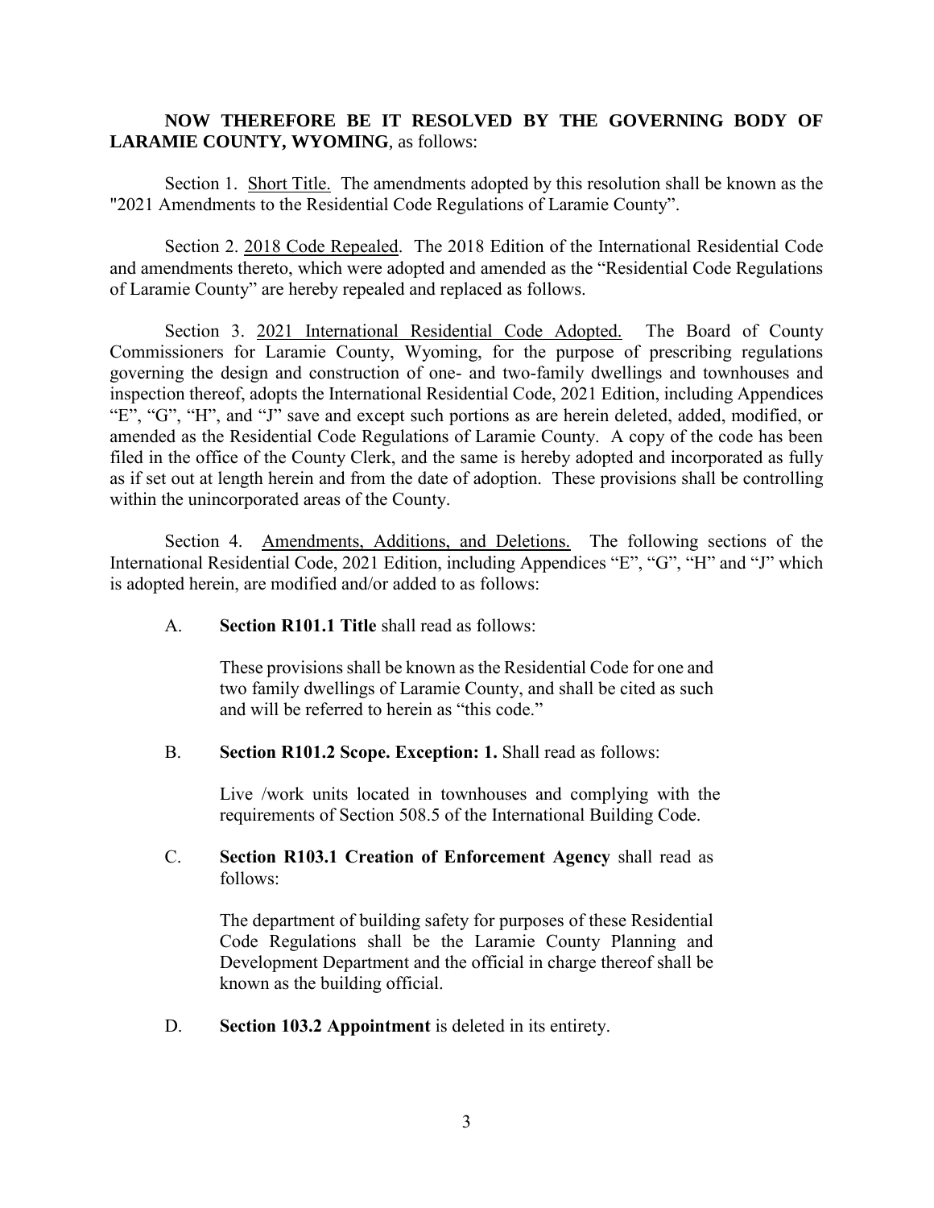**NOW THEREFORE BE IT RESOLVED BY THE GOVERNING BODY OF LARAMIE COUNTY, WYOMING**, as follows:

Section 1. Short Title. The amendments adopted by this resolution shall be known as the "2021 Amendments to the Residential Code Regulations of Laramie County".

Section 2. 2018 Code Repealed. The 2018 Edition of the International Residential Code and amendments thereto, which were adopted and amended as the "Residential Code Regulations of Laramie County" are hereby repealed and replaced as follows.

Section 3. 2021 International Residential Code Adopted. The Board of County Commissioners for Laramie County, Wyoming, for the purpose of prescribing regulations governing the design and construction of one- and two-family dwellings and townhouses and inspection thereof, adopts the International Residential Code, 2021 Edition, including Appendices "E", "G", "H", and "J" save and except such portions as are herein deleted, added, modified, or amended as the Residential Code Regulations of Laramie County. A copy of the code has been filed in the office of the County Clerk, and the same is hereby adopted and incorporated as fully as if set out at length herein and from the date of adoption. These provisions shall be controlling within the unincorporated areas of the County.

Section 4. Amendments, Additions, and Deletions. The following sections of the International Residential Code, 2021 Edition, including Appendices "E", "G", "H" and "J" which is adopted herein, are modified and/or added to as follows:

A. **Section R101.1 Title** shall read as follows:

> These provisions shall be known as the Residential Code for one and two family dwellings of Laramie County, and shall be cited as such and will be referred to herein as "this code."

B. **Section R101.2 Scope. Exception: 1.** Shall read as follows:

> Live /work units located in townhouses and complying with the requirements of Section 508.5 of the International Building Code.

C. **Section R103.1 Creation of Enforcement Agency** shall read as follows:

> The department of building safety for purposes of these Residential Code Regulations shall be the Laramie County Planning and Development Department and the official in charge thereof shall be known as the building official.

D. **Section 103.2 Appointment** is deleted in its entirety.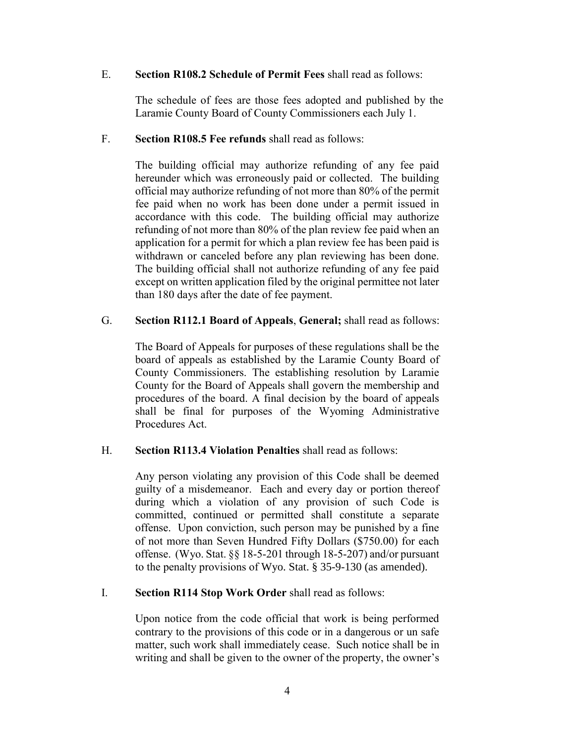E. **Section R108.2 Schedule of Permit Fees** shall read as follows:

The schedule of fees are those fees adopted and published by the Laramie County Board of County Commissioners each July 1.

F. **Section R108.5 Fee refunds** shall read as follows:

The building official may authorize refunding of any fee paid hereunder which was erroneously paid or collected. The building official may authorize refunding of not more than 80% of the permit fee paid when no work has been done under a permit issued in accordance with this code. The building official may authorize refunding of not more than 80% of the plan review fee paid when an application for a permit for which a plan review fee has been paid is withdrawn or canceled before any plan reviewing has been done. The building official shall not authorize refunding of any fee paid except on written application filed by the original permittee not later than 180 days after the date of fee payment.

G. **Section R112.1 Board of Appeals**, **General;** shall read as follows:

The Board of Appeals for purposes of these regulations shall be the board of appeals as established by the Laramie County Board of County Commissioners. The establishing resolution by Laramie County for the Board of Appeals shall govern the membership and procedures of the board. A final decision by the board of appeals shall be final for purposes of the Wyoming Administrative Procedures Act.

H. **Section R113.4 Violation Penalties** shall read as follows:

Any person violating any provision of this Code shall be deemed guilty of a misdemeanor. Each and every day or portion thereof during which a violation of any provision of such Code is committed, continued or permitted shall constitute a separate offense. Upon conviction, such person may be punished by a fine of not more than Seven Hundred Fifty Dollars ($750.00) for each offense. (Wyo. Stat. §§ 18-5-201 through 18-5-207) and/or pursuant to the penalty provisions of Wyo. Stat. § 35-9-130 (as amended).

I. **Section R114 Stop Work Order** shall read as follows:

Upon notice from the code official that work is being performed contrary to the provisions of this code or in a dangerous or un safe matter, such work shall immediately cease. Such notice shall be in writing and shall be given to the owner of the property, the owner's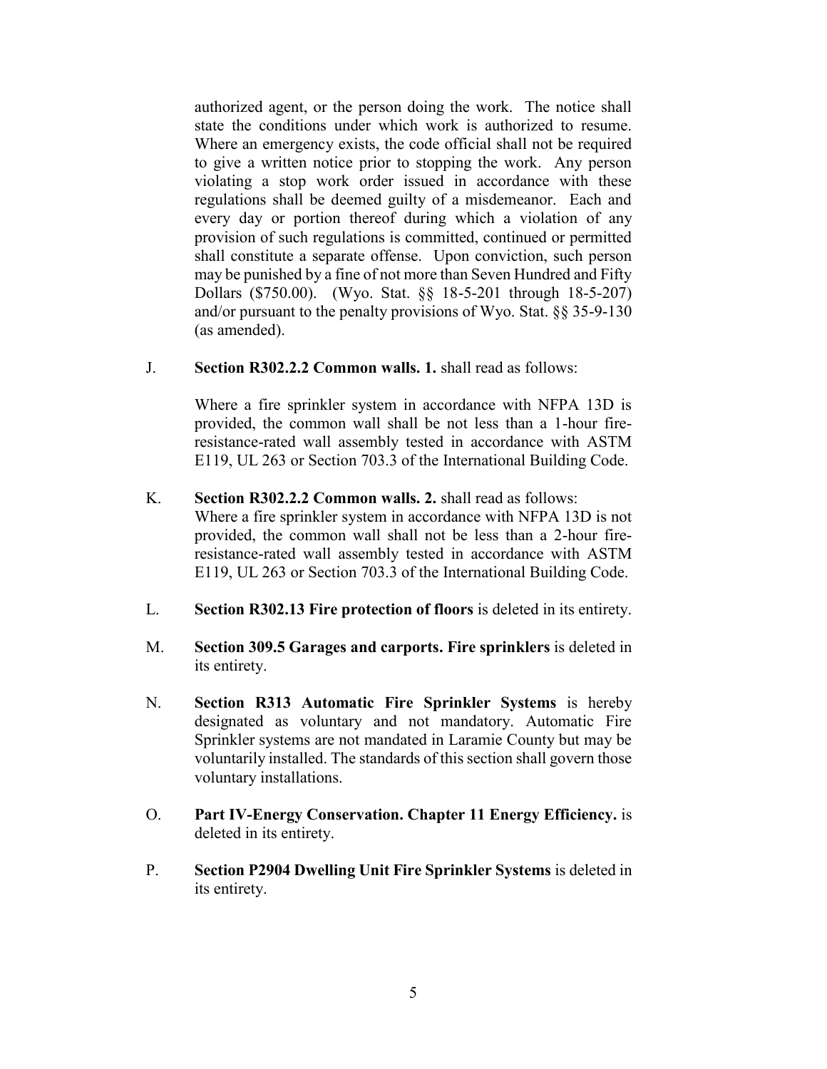authorized agent, or the person doing the work. The notice shall state the conditions under which work is authorized to resume. Where an emergency exists, the code official shall not be required to give a written notice prior to stopping the work. Any person violating a stop work order issued in accordance with these regulations shall be deemed guilty of a misdemeanor. Each and every day or portion thereof during which a violation of any provision of such regulations is committed, continued or permitted shall constitute a separate offense. Upon conviction, such person may be punished by a fine of not more than Seven Hundred and Fifty Dollars ($750.00). (Wyo. Stat. §§ 18-5-201 through 18-5-207) and/or pursuant to the penalty provisions of Wyo. Stat. §§ 35-9-130 (as amended).

J. **Section R302.2.2 Common walls. 1.** shall read as follows:

   Where a fire sprinkler system in accordance with NFPA 13D is provided, the common wall shall be not less than a 1-hour fire-resistance-rated wall assembly tested in accordance with ASTM E119, UL 263 or Section 703.3 of the International Building Code.

K. **Section R302.2.2 Common walls. 2.** shall read as follows:
   Where a fire sprinkler system in accordance with NFPA 13D is not provided, the common wall shall not be less than a 2-hour fire-resistance-rated wall assembly tested in accordance with ASTM E119, UL 263 or Section 703.3 of the International Building Code.

L. **Section R302.13 Fire protection of floors** is deleted in its entirety.

M. **Section 309.5 Garages and carports. Fire sprinklers** is deleted in its entirety.

N. **Section R313 Automatic Fire Sprinkler Systems** is hereby designated as voluntary and not mandatory. Automatic Fire Sprinkler systems are not mandated in Laramie County but may be voluntarily installed. The standards of this section shall govern those voluntary installations.

O. **Part IV-Energy Conservation. Chapter 11 Energy Efficiency.** is deleted in its entirety.

P. **Section P2904 Dwelling Unit Fire Sprinkler Systems** is deleted in its entirety.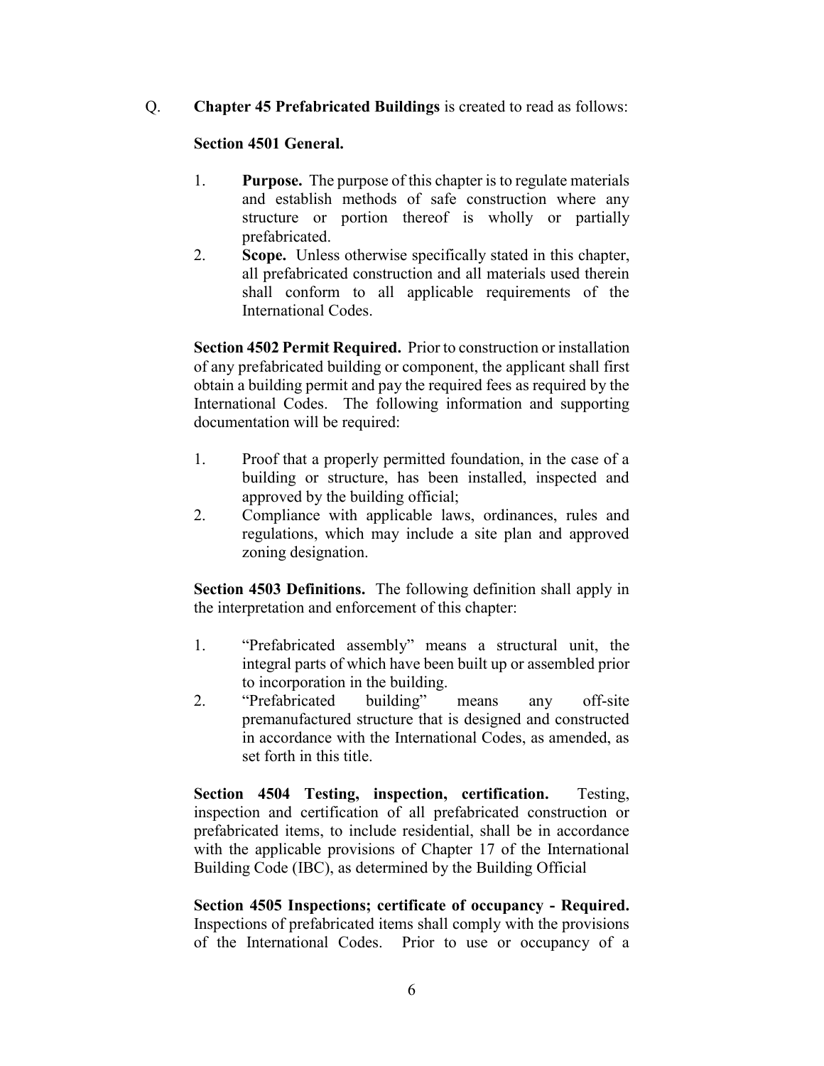Q. **Chapter 45 Prefabricated Buildings** is created to read as follows:

**Section 4501 General.**

1. **Purpose.** The purpose of this chapter is to regulate materials and establish methods of safe construction where any structure or portion thereof is wholly or partially prefabricated.
2. **Scope.** Unless otherwise specifically stated in this chapter, all prefabricated construction and all materials used therein shall conform to all applicable requirements of the International Codes.

**Section 4502 Permit Required.** Prior to construction or installation of any prefabricated building or component, the applicant shall first obtain a building permit and pay the required fees as required by the International Codes. The following information and supporting documentation will be required:

1. Proof that a properly permitted foundation, in the case of a building or structure, has been installed, inspected and approved by the building official;
2. Compliance with applicable laws, ordinances, rules and regulations, which may include a site plan and approved zoning designation.

**Section 4503 Definitions.** The following definition shall apply in the interpretation and enforcement of this chapter:

1. "Prefabricated assembly" means a structural unit, the integral parts of which have been built up or assembled prior to incorporation in the building.
2. "Prefabricated building" means any off-site premanufactured structure that is designed and constructed in accordance with the International Codes, as amended, as set forth in this title.

**Section 4504 Testing, inspection, certification.** Testing, inspection and certification of all prefabricated construction or prefabricated items, to include residential, shall be in accordance with the applicable provisions of Chapter 17 of the International Building Code (IBC), as determined by the Building Official

**Section 4505 Inspections; certificate of occupancy - Required.** Inspections of prefabricated items shall comply with the provisions of the International Codes. Prior to use or occupancy of a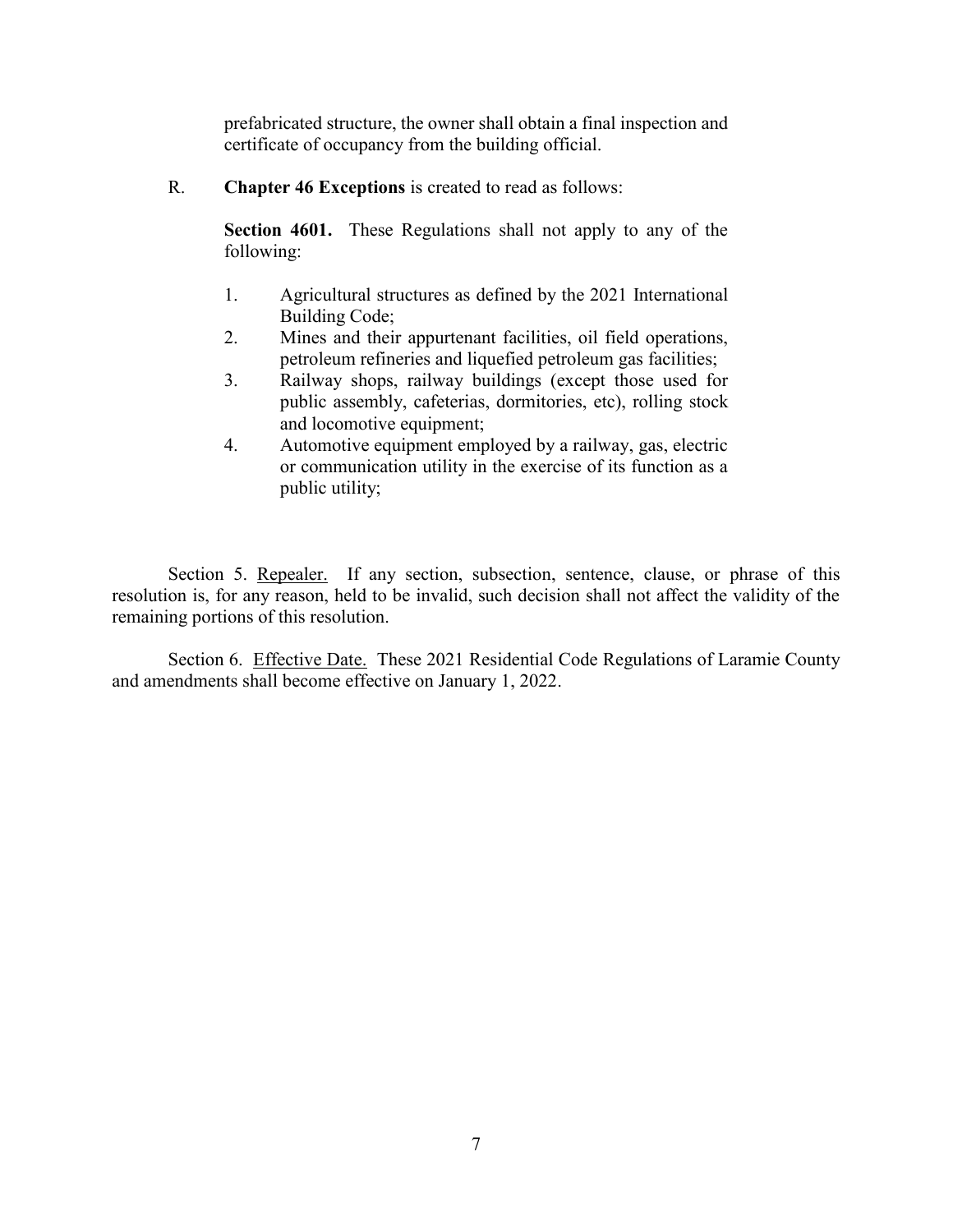prefabricated structure, the owner shall obtain a final inspection and certificate of occupancy from the building official.

R. **Chapter 46 Exceptions** is created to read as follows:

**Section 4601.** These Regulations shall not apply to any of the following:

1. Agricultural structures as defined by the 2021 International Building Code;
2. Mines and their appurtenant facilities, oil field operations, petroleum refineries and liquefied petroleum gas facilities;
3. Railway shops, railway buildings (except those used for public assembly, cafeterias, dormitories, etc), rolling stock and locomotive equipment;
4. Automotive equipment employed by a railway, gas, electric or communication utility in the exercise of its function as a public utility;

Section 5. Repealer. If any section, subsection, sentence, clause, or phrase of this resolution is, for any reason, held to be invalid, such decision shall not affect the validity of the remaining portions of this resolution.

Section 6. Effective Date. These 2021 Residential Code Regulations of Laramie County and amendments shall become effective on January 1, 2022.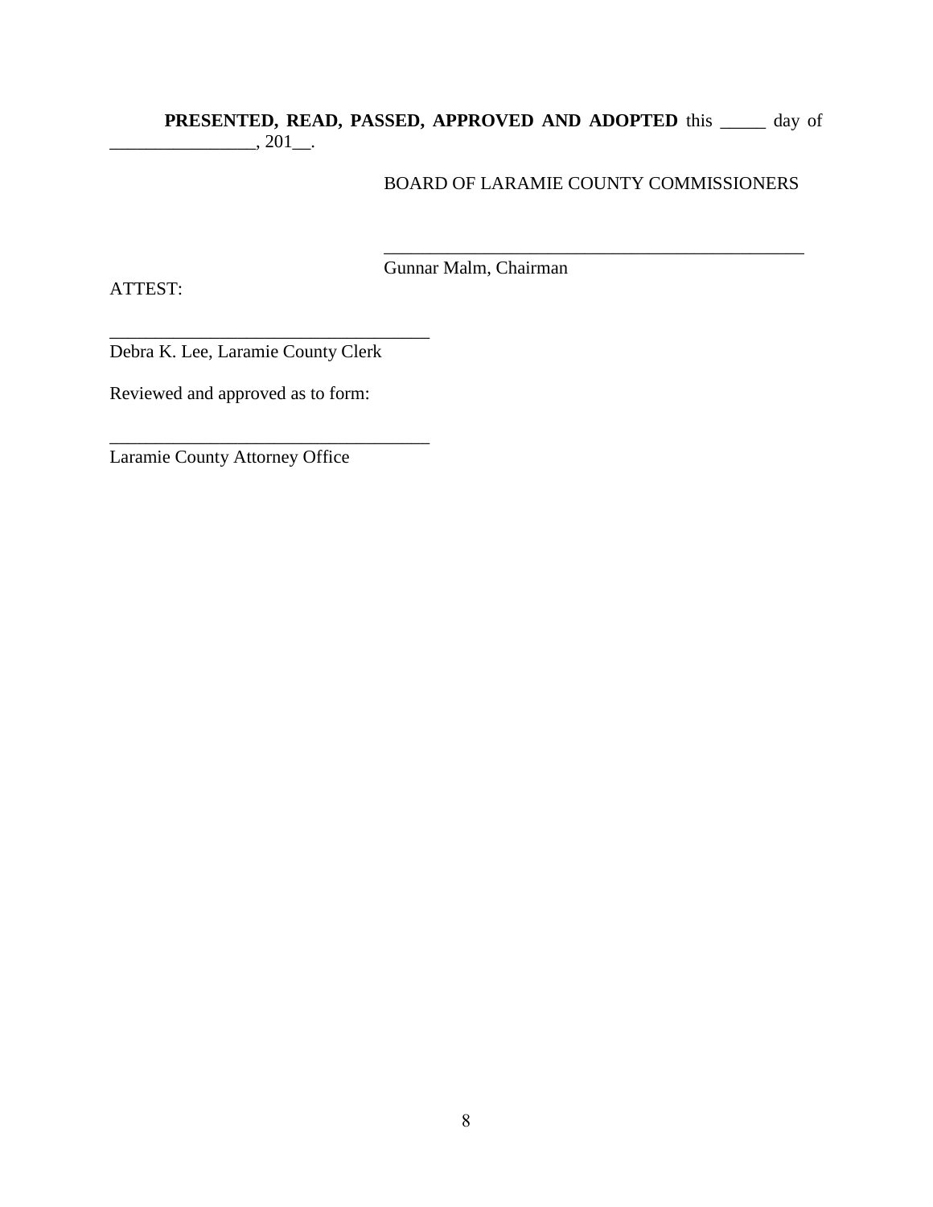**PRESENTED, READ, PASSED, APPROVED AND ADOPTED** this _____ day of ________________, 201__.

BOARD OF LARAMIE COUNTY COMMISSIONERS

_______________________________________________
Gunnar Malm, Chairman

ATTEST:

____________________________________
Debra K. Lee, Laramie County Clerk

Reviewed and approved as to form:

____________________________________
Laramie County Attorney Office